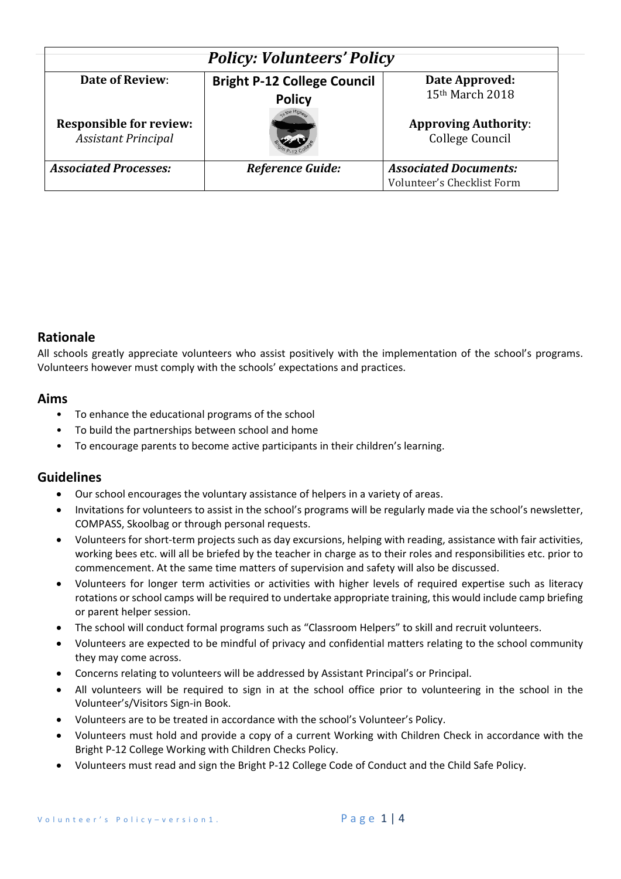| *Policy: Volunteers' Policy* | | |
|---|---|---|
| **Date of Review**:<br><br>**Responsible for review:**<br>*Assistant Principal* | **Bright P-12 College Council Policy** | **Date Approved:**<br>15th March 2018<br><br>**Approving Authority**:<br>College Council |
| ***Associated Processes:*** | ***Reference Guide:*** | ***Associated Documents:***<br>Volunteer's Checklist Form |

## Rationale

All schools greatly appreciate volunteers who assist positively with the implementation of the school's programs. Volunteers however must comply with the schools' expectations and practices.

## Aims

- To enhance the educational programs of the school
- To build the partnerships between school and home
- To encourage parents to become active participants in their children's learning.

## Guidelines

- Our school encourages the voluntary assistance of helpers in a variety of areas.
- Invitations for volunteers to assist in the school's programs will be regularly made via the school's newsletter, COMPASS, Skoolbag or through personal requests.
- Volunteers for short-term projects such as day excursions, helping with reading, assistance with fair activities, working bees etc. will all be briefed by the teacher in charge as to their roles and responsibilities etc. prior to commencement. At the same time matters of supervision and safety will also be discussed.
- Volunteers for longer term activities or activities with higher levels of required expertise such as literacy rotations or school camps will be required to undertake appropriate training, this would include camp briefing or parent helper session.
- The school will conduct formal programs such as "Classroom Helpers" to skill and recruit volunteers.
- Volunteers are expected to be mindful of privacy and confidential matters relating to the school community they may come across.
- Concerns relating to volunteers will be addressed by Assistant Principal's or Principal.
- All volunteers will be required to sign in at the school office prior to volunteering in the school in the Volunteer's/Visitors Sign-in Book.
- Volunteers are to be treated in accordance with the school's Volunteer's Policy.
- Volunteers must hold and provide a copy of a current Working with Children Check in accordance with the Bright P-12 College Working with Children Checks Policy.
- Volunteers must read and sign the Bright P-12 College Code of Conduct and the Child Safe Policy.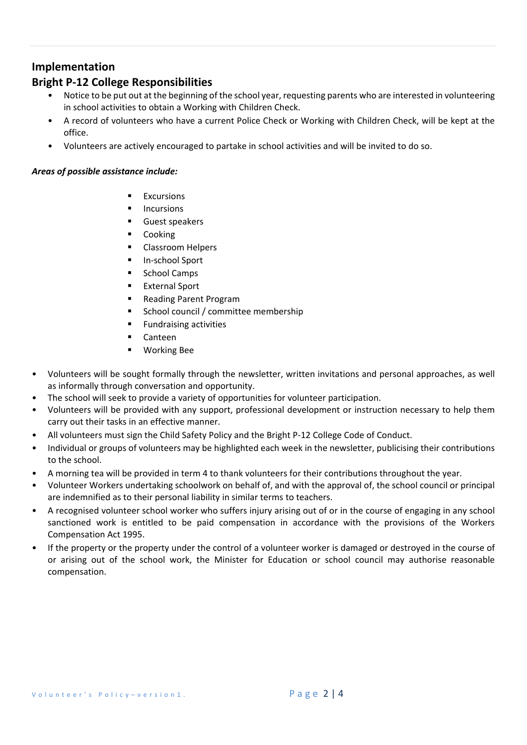## Implementation

## Bright P-12 College Responsibilities

- Notice to be put out at the beginning of the school year, requesting parents who are interested in volunteering in school activities to obtain a Working with Children Check.
- A record of volunteers who have a current Police Check or Working with Children Check, will be kept at the office.
- Volunteers are actively encouraged to partake in school activities and will be invited to do so.

***Areas of possible assistance include:***

- Excursions
- Incursions
- Guest speakers
- Cooking
- Classroom Helpers
- In-school Sport
- School Camps
- External Sport
- Reading Parent Program
- School council / committee membership
- Fundraising activities
- Canteen
- Working Bee

- Volunteers will be sought formally through the newsletter, written invitations and personal approaches, as well as informally through conversation and opportunity.
- The school will seek to provide a variety of opportunities for volunteer participation.
- Volunteers will be provided with any support, professional development or instruction necessary to help them carry out their tasks in an effective manner.
- All volunteers must sign the Child Safety Policy and the Bright P-12 College Code of Conduct.
- Individual or groups of volunteers may be highlighted each week in the newsletter, publicising their contributions to the school.
- A morning tea will be provided in term 4 to thank volunteers for their contributions throughout the year.
- Volunteer Workers undertaking schoolwork on behalf of, and with the approval of, the school council or principal are indemnified as to their personal liability in similar terms to teachers.
- A recognised volunteer school worker who suffers injury arising out of or in the course of engaging in any school sanctioned work is entitled to be paid compensation in accordance with the provisions of the Workers Compensation Act 1995.
- If the property or the property under the control of a volunteer worker is damaged or destroyed in the course of or arising out of the school work, the Minister for Education or school council may authorise reasonable compensation.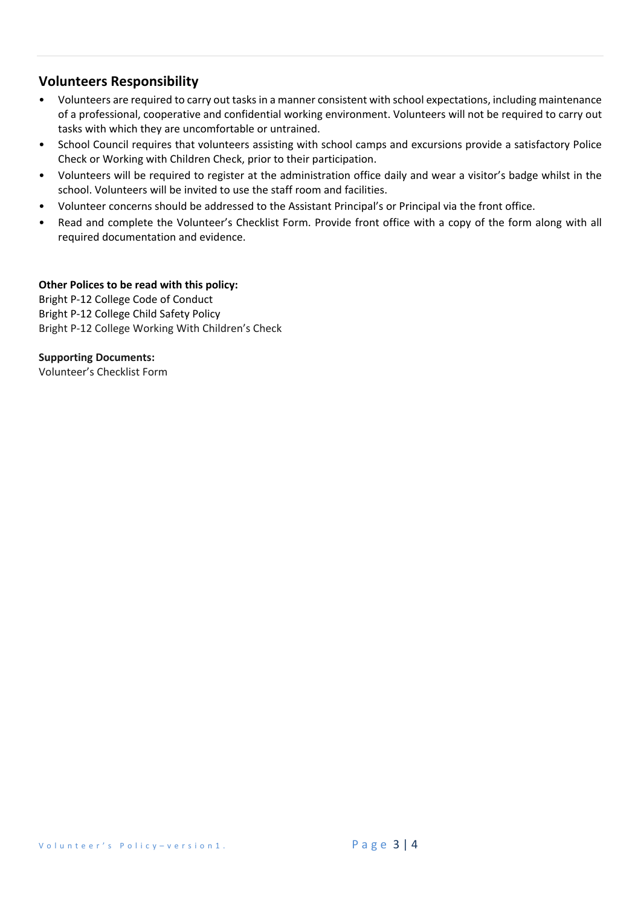## Volunteers Responsibility

- Volunteers are required to carry out tasks in a manner consistent with school expectations, including maintenance of a professional, cooperative and confidential working environment. Volunteers will not be required to carry out tasks with which they are uncomfortable or untrained.
- School Council requires that volunteers assisting with school camps and excursions provide a satisfactory Police Check or Working with Children Check, prior to their participation.
- Volunteers will be required to register at the administration office daily and wear a visitor's badge whilst in the school. Volunteers will be invited to use the staff room and facilities.
- Volunteer concerns should be addressed to the Assistant Principal's or Principal via the front office.
- Read and complete the Volunteer's Checklist Form. Provide front office with a copy of the form along with all required documentation and evidence.

**Other Polices to be read with this policy:**
Bright P-12 College Code of Conduct
Bright P-12 College Child Safety Policy
Bright P-12 College Working With Children's Check

**Supporting Documents:**
Volunteer's Checklist Form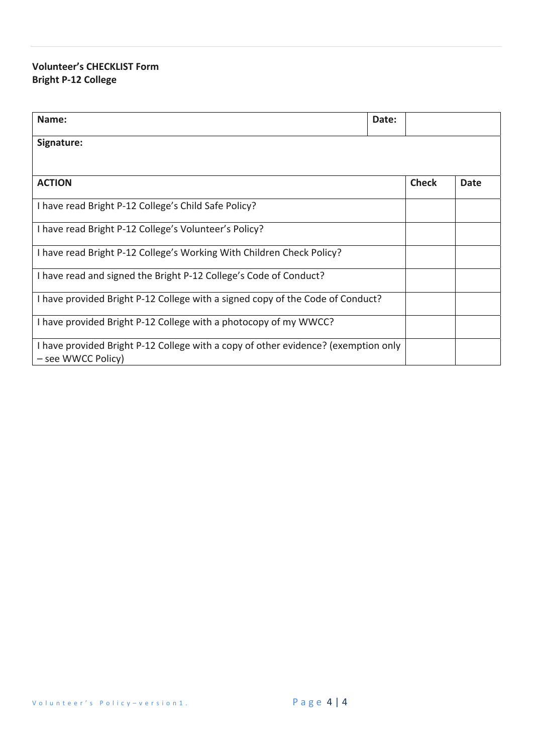**Volunteer's CHECKLIST Form**
**Bright P-12 College**

| Name: | Date: | |
|---|---|---|
| **Signature:** | | |

| **ACTION** | **Check** | **Date** |
|---|---|---|
| I have read Bright P-12 College's Child Safe Policy? | | |
| I have read Bright P-12 College's Volunteer's Policy? | | |
| I have read Bright P-12 College's Working With Children Check Policy? | | |
| I have read and signed the Bright P-12 College's Code of Conduct? | | |
| I have provided Bright P-12 College with a signed copy of the Code of Conduct? | | |
| I have provided Bright P-12 College with a photocopy of my WWCC? | | |
| I have provided Bright P-12 College with a copy of other evidence? (exemption only – see WWCC Policy) | | |